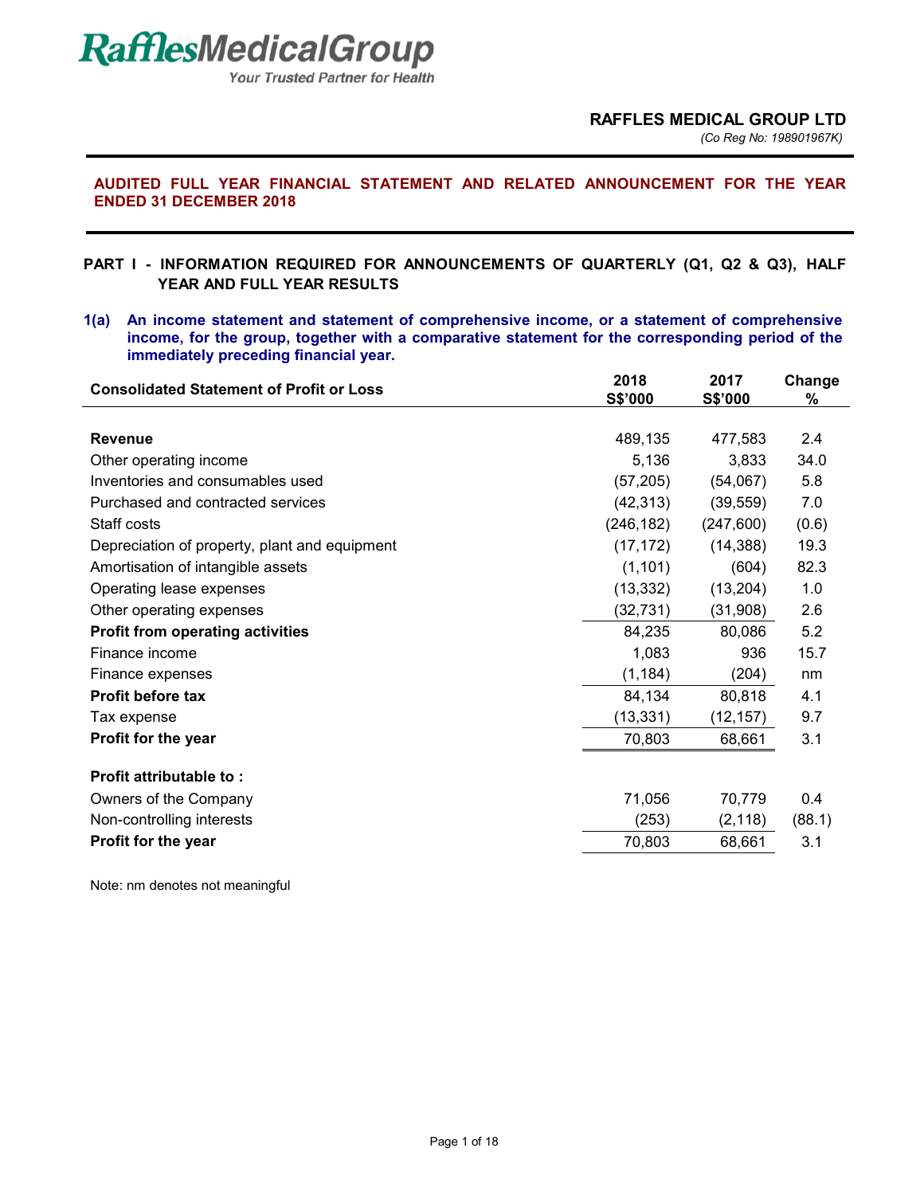# RafflesMedicalGroup

*Your Trusted Partner for Health*

**RAFFLES MEDICAL GROUP LTD**

*(Co Reg No: 198901967K)*

## AUDITED FULL YEAR FINANCIAL STATEMENT AND RELATED ANNOUNCEMENT FOR THE YEAR ENDED 31 DECEMBER 2018

## PART I - INFORMATION REQUIRED FOR ANNOUNCEMENTS OF QUARTERLY (Q1, Q2 & Q3), HALF YEAR AND FULL YEAR RESULTS

### 1(a) An income statement and statement of comprehensive income, or a statement of comprehensive income, for the group, together with a comparative statement for the corresponding period of the immediately preceding financial year.

| Consolidated Statement of Profit or Loss | 2018 S$'000 | 2017 S$'000 | Change % |
|---|---|---|---|
| **Revenue** | 489,135 | 477,583 | 2.4 |
| Other operating income | 5,136 | 3,833 | 34.0 |
| Inventories and consumables used | (57,205) | (54,067) | 5.8 |
| Purchased and contracted services | (42,313) | (39,559) | 7.0 |
| Staff costs | (246,182) | (247,600) | (0.6) |
| Depreciation of property, plant and equipment | (17,172) | (14,388) | 19.3 |
| Amortisation of intangible assets | (1,101) | (604) | 82.3 |
| Operating lease expenses | (13,332) | (13,204) | 1.0 |
| Other operating expenses | (32,731) | (31,908) | 2.6 |
| **Profit from operating activities** | 84,235 | 80,086 | 5.2 |
| Finance income | 1,083 | 936 | 15.7 |
| Finance expenses | (1,184) | (204) | nm |
| **Profit before tax** | 84,134 | 80,818 | 4.1 |
| Tax expense | (13,331) | (12,157) | 9.7 |
| **Profit for the year** | 70,803 | 68,661 | 3.1 |
| | | | |
| **Profit attributable to :** | | | |
| Owners of the Company | 71,056 | 70,779 | 0.4 |
| Non-controlling interests | (253) | (2,118) | (88.1) |
| **Profit for the year** | 70,803 | 68,661 | 3.1 |

Note: nm denotes not meaningful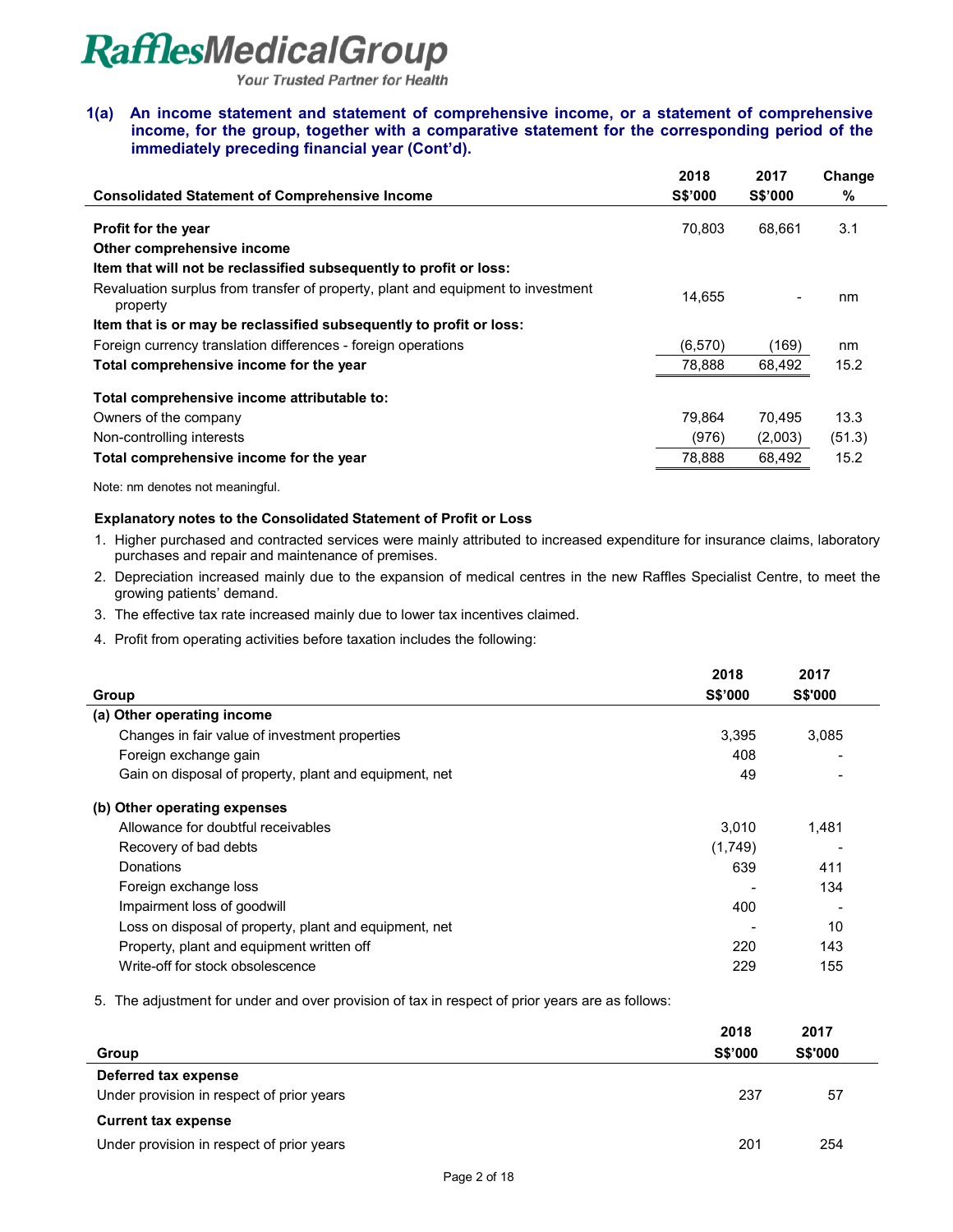RafflesMedicalGroup
*Your Trusted Partner for Health*

### 1(a) An income statement and statement of comprehensive income, or a statement of comprehensive income, for the group, together with a comparative statement for the corresponding period of the immediately preceding financial year (Cont'd).

| Consolidated Statement of Comprehensive Income | 2018 S$'000 | 2017 S$'000 | Change % |
|---|---|---|---|
| **Profit for the year** | 70,803 | 68,661 | 3.1 |
| **Other comprehensive income** | | | |
| **Item that will not be reclassified subsequently to profit or loss:** | | | |
| Revaluation surplus from transfer of property, plant and equipment to investment property | 14,655 | - | nm |
| **Item that is or may be reclassified subsequently to profit or loss:** | | | |
| Foreign currency translation differences - foreign operations | (6,570) | (169) | nm |
| **Total comprehensive income for the year** | 78,888 | 68,492 | 15.2 |
| | | | |
| **Total comprehensive income attributable to:** | | | |
| Owners of the company | 79,864 | 70,495 | 13.3 |
| Non-controlling interests | (976) | (2,003) | (51.3) |
| **Total comprehensive income for the year** | 78,888 | 68,492 | 15.2 |

Note: nm denotes not meaningful.

**Explanatory notes to the Consolidated Statement of Profit or Loss**

1. Higher purchased and contracted services were mainly attributed to increased expenditure for insurance claims, laboratory purchases and repair and maintenance of premises.
2. Depreciation increased mainly due to the expansion of medical centres in the new Raffles Specialist Centre, to meet the growing patients' demand.
3. The effective tax rate increased mainly due to lower tax incentives claimed.
4. Profit from operating activities before taxation includes the following:

| Group | 2018 S$'000 | 2017 S$'000 |
|---|---|---|
| **(a) Other operating income** | | |
| Changes in fair value of investment properties | 3,395 | 3,085 |
| Foreign exchange gain | 408 | - |
| Gain on disposal of property, plant and equipment, net | 49 | - |
| **(b) Other operating expenses** | | |
| Allowance for doubtful receivables | 3,010 | 1,481 |
| Recovery of bad debts | (1,749) | - |
| Donations | 639 | 411 |
| Foreign exchange loss | - | 134 |
| Impairment loss of goodwill | 400 | - |
| Loss on disposal of property, plant and equipment, net | - | 10 |
| Property, plant and equipment written off | 220 | 143 |
| Write-off for stock obsolescence | 229 | 155 |

5. The adjustment for under and over provision of tax in respect of prior years are as follows:

| Group | 2018 S$'000 | 2017 S$'000 |
|---|---|---|
| **Deferred tax expense** | | |
| Under provision in respect of prior years | 237 | 57 |
| **Current tax expense** | | |
| Under provision in respect of prior years | 201 | 254 |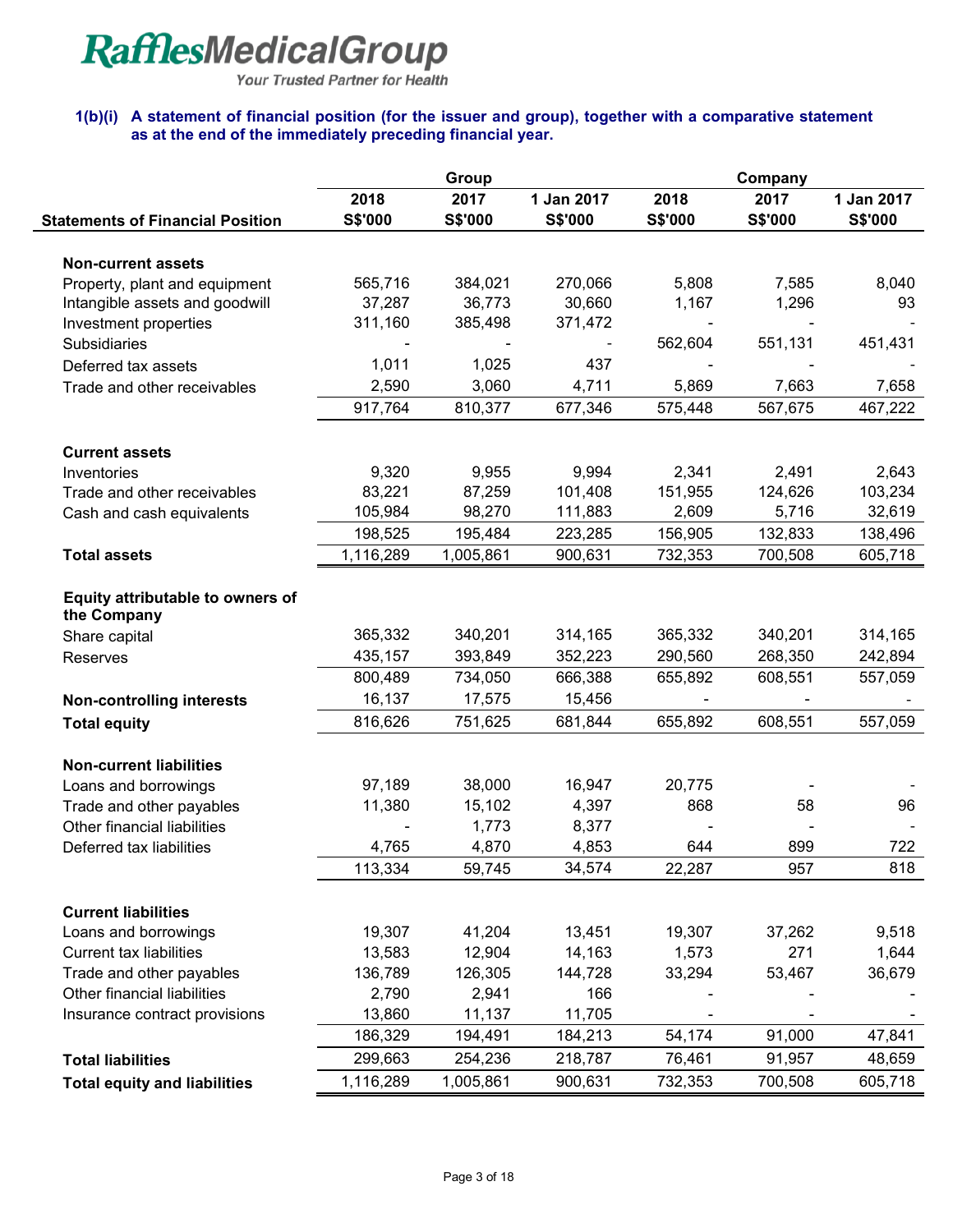**RafflesMedicalGroup**
*Your Trusted Partner for Health*

### 1(b)(i) A statement of financial position (for the issuer and group), together with a comparative statement as at the end of the immediately preceding financial year.

| | Group | | | Company | | |
|---|---|---|---|---|---|---|
| | 2018 | 2017 | 1 Jan 2017 | 2018 | 2017 | 1 Jan 2017 |
| **Statements of Financial Position** | S$'000 | S$'000 | S$'000 | S$'000 | S$'000 | S$'000 |
| **Non-current assets** | | | | | | |
| Property, plant and equipment | 565,716 | 384,021 | 270,066 | 5,808 | 7,585 | 8,040 |
| Intangible assets and goodwill | 37,287 | 36,773 | 30,660 | 1,167 | 1,296 | 93 |
| Investment properties | 311,160 | 385,498 | 371,472 | - | - | - |
| Subsidiaries | - | - | - | 562,604 | 551,131 | 451,431 |
| Deferred tax assets | 1,011 | 1,025 | 437 | - | - | - |
| Trade and other receivables | 2,590 | 3,060 | 4,711 | 5,869 | 7,663 | 7,658 |
| | 917,764 | 810,377 | 677,346 | 575,448 | 567,675 | 467,222 |
| **Current assets** | | | | | | |
| Inventories | 9,320 | 9,955 | 9,994 | 2,341 | 2,491 | 2,643 |
| Trade and other receivables | 83,221 | 87,259 | 101,408 | 151,955 | 124,626 | 103,234 |
| Cash and cash equivalents | 105,984 | 98,270 | 111,883 | 2,609 | 5,716 | 32,619 |
| | 198,525 | 195,484 | 223,285 | 156,905 | 132,833 | 138,496 |
| **Total assets** | 1,116,289 | 1,005,861 | 900,631 | 732,353 | 700,508 | 605,718 |
| **Equity attributable to owners of the Company** | | | | | | |
| Share capital | 365,332 | 340,201 | 314,165 | 365,332 | 340,201 | 314,165 |
| Reserves | 435,157 | 393,849 | 352,223 | 290,560 | 268,350 | 242,894 |
| | 800,489 | 734,050 | 666,388 | 655,892 | 608,551 | 557,059 |
| **Non-controlling interests** | 16,137 | 17,575 | 15,456 | - | - | - |
| **Total equity** | 816,626 | 751,625 | 681,844 | 655,892 | 608,551 | 557,059 |
| **Non-current liabilities** | | | | | | |
| Loans and borrowings | 97,189 | 38,000 | 16,947 | 20,775 | - | - |
| Trade and other payables | 11,380 | 15,102 | 4,397 | 868 | 58 | 96 |
| Other financial liabilities | - | 1,773 | 8,377 | - | - | - |
| Deferred tax liabilities | 4,765 | 4,870 | 4,853 | 644 | 899 | 722 |
| | 113,334 | 59,745 | 34,574 | 22,287 | 957 | 818 |
| **Current liabilities** | | | | | | |
| Loans and borrowings | 19,307 | 41,204 | 13,451 | 19,307 | 37,262 | 9,518 |
| Current tax liabilities | 13,583 | 12,904 | 14,163 | 1,573 | 271 | 1,644 |
| Trade and other payables | 136,789 | 126,305 | 144,728 | 33,294 | 53,467 | 36,679 |
| Other financial liabilities | 2,790 | 2,941 | 166 | - | - | - |
| Insurance contract provisions | 13,860 | 11,137 | 11,705 | - | - | - |
| | 186,329 | 194,491 | 184,213 | 54,174 | 91,000 | 47,841 |
| **Total liabilities** | 299,663 | 254,236 | 218,787 | 76,461 | 91,957 | 48,659 |
| **Total equity and liabilities** | 1,116,289 | 1,005,861 | 900,631 | 732,353 | 700,508 | 605,718 |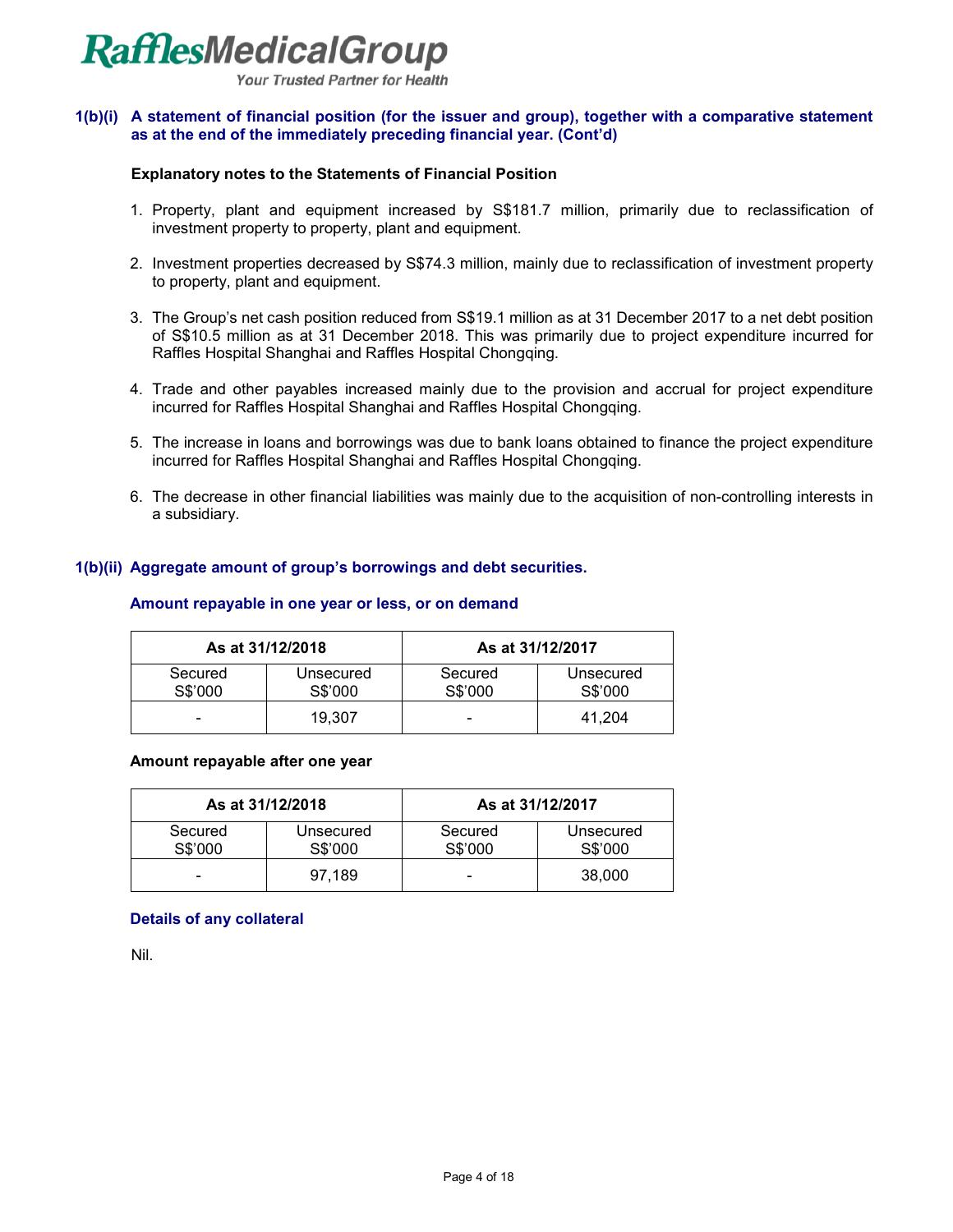## 1(b)(i) A statement of financial position (for the issuer and group), together with a comparative statement as at the end of the immediately preceding financial year. (Cont'd)

**Explanatory notes to the Statements of Financial Position**

1. Property, plant and equipment increased by S$181.7 million, primarily due to reclassification of investment property to property, plant and equipment.

2. Investment properties decreased by S$74.3 million, mainly due to reclassification of investment property to property, plant and equipment.

3. The Group's net cash position reduced from S$19.1 million as at 31 December 2017 to a net debt position of S$10.5 million as at 31 December 2018. This was primarily due to project expenditure incurred for Raffles Hospital Shanghai and Raffles Hospital Chongqing.

4. Trade and other payables increased mainly due to the provision and accrual for project expenditure incurred for Raffles Hospital Shanghai and Raffles Hospital Chongqing.

5. The increase in loans and borrowings was due to bank loans obtained to finance the project expenditure incurred for Raffles Hospital Shanghai and Raffles Hospital Chongqing.

6. The decrease in other financial liabilities was mainly due to the acquisition of non-controlling interests in a subsidiary.

## 1(b)(ii) Aggregate amount of group's borrowings and debt securities.

### Amount repayable in one year or less, or on demand

| As at 31/12/2018 | | As at 31/12/2017 | |
|---|---|---|---|
| Secured S$'000 | Unsecured S$'000 | Secured S$'000 | Unsecured S$'000 |
| - | 19,307 | - | 41,204 |

**Amount repayable after one year**

| As at 31/12/2018 | | As at 31/12/2017 | |
|---|---|---|---|
| Secured S$'000 | Unsecured S$'000 | Secured S$'000 | Unsecured S$'000 |
| - | 97,189 | - | 38,000 |

### Details of any collateral

Nil.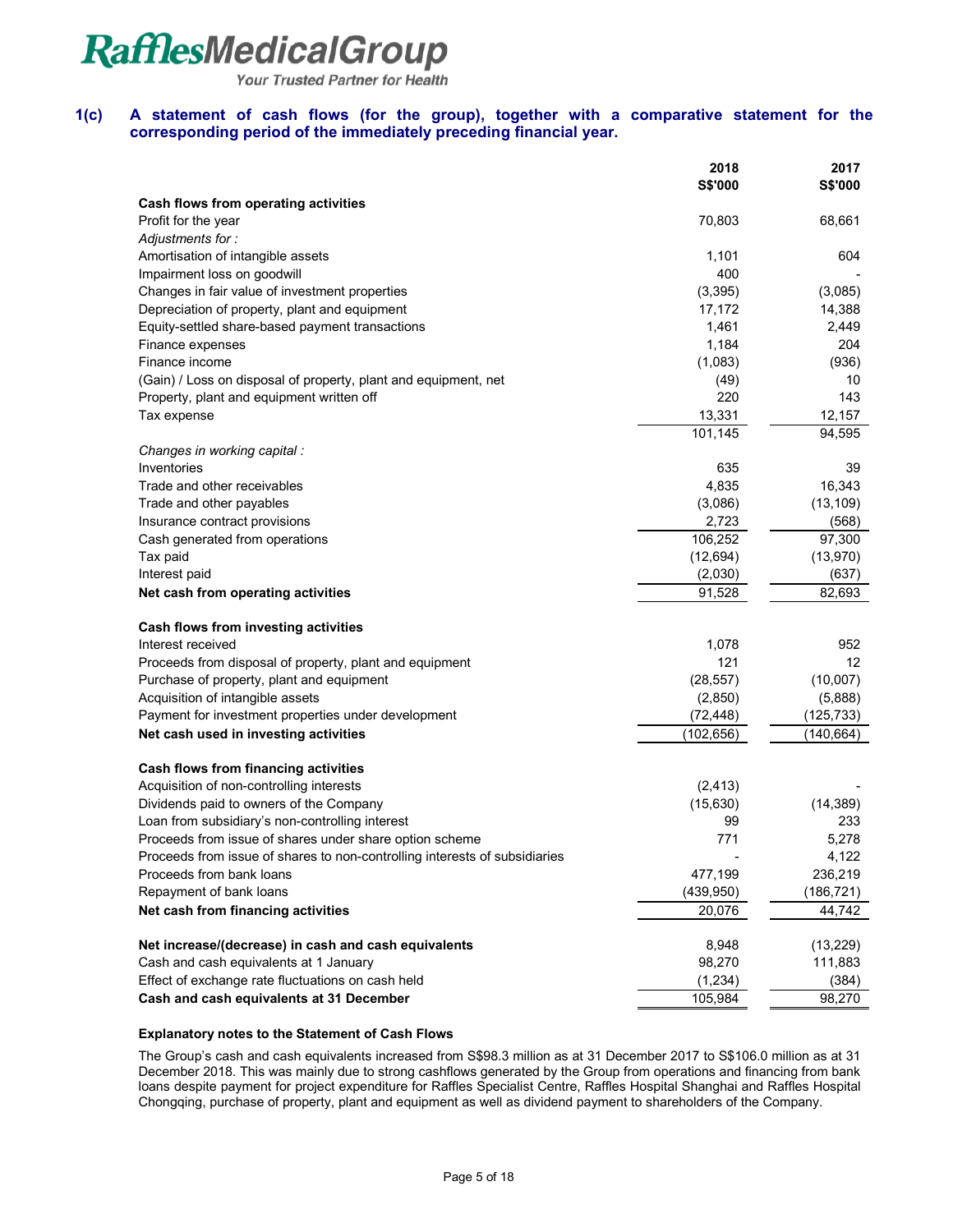RafflesMedicalGroup
*Your Trusted Partner for Health*

## 1(c) A statement of cash flows (for the group), together with a comparative statement for the corresponding period of the immediately preceding financial year.

| | 2018 S$'000 | 2017 S$'000 |
|---|---|---|
| **Cash flows from operating activities** | | |
| Profit for the year | 70,803 | 68,661 |
| *Adjustments for :* | | |
| Amortisation of intangible assets | 1,101 | 604 |
| Impairment loss on goodwill | 400 | - |
| Changes in fair value of investment properties | (3,395) | (3,085) |
| Depreciation of property, plant and equipment | 17,172 | 14,388 |
| Equity-settled share-based payment transactions | 1,461 | 2,449 |
| Finance expenses | 1,184 | 204 |
| Finance income | (1,083) | (936) |
| (Gain) / Loss on disposal of property, plant and equipment, net | (49) | 10 |
| Property, plant and equipment written off | 220 | 143 |
| Tax expense | 13,331 | 12,157 |
| | 101,145 | 94,595 |
| *Changes in working capital :* | | |
| Inventories | 635 | 39 |
| Trade and other receivables | 4,835 | 16,343 |
| Trade and other payables | (3,086) | (13,109) |
| Insurance contract provisions | 2,723 | (568) |
| Cash generated from operations | 106,252 | 97,300 |
| Tax paid | (12,694) | (13,970) |
| Interest paid | (2,030) | (637) |
| **Net cash from operating activities** | 91,528 | 82,693 |
| | | |
| **Cash flows from investing activities** | | |
| Interest received | 1,078 | 952 |
| Proceeds from disposal of property, plant and equipment | 121 | 12 |
| Purchase of property, plant and equipment | (28,557) | (10,007) |
| Acquisition of intangible assets | (2,850) | (5,888) |
| Payment for investment properties under development | (72,448) | (125,733) |
| **Net cash used in investing activities** | (102,656) | (140,664) |
| | | |
| **Cash flows from financing activities** | | |
| Acquisition of non-controlling interests | (2,413) | - |
| Dividends paid to owners of the Company | (15,630) | (14,389) |
| Loan from subsidiary's non-controlling interest | 99 | 233 |
| Proceeds from issue of shares under share option scheme | 771 | 5,278 |
| Proceeds from issue of shares to non-controlling interests of subsidiaries | - | 4,122 |
| Proceeds from bank loans | 477,199 | 236,219 |
| Repayment of bank loans | (439,950) | (186,721) |
| **Net cash from financing activities** | 20,076 | 44,742 |
| | | |
| **Net increase/(decrease) in cash and cash equivalents** | 8,948 | (13,229) |
| Cash and cash equivalents at 1 January | 98,270 | 111,883 |
| Effect of exchange rate fluctuations on cash held | (1,234) | (384) |
| **Cash and cash equivalents at 31 December** | 105,984 | 98,270 |

**Explanatory notes to the Statement of Cash Flows**

The Group's cash and cash equivalents increased from S$98.3 million as at 31 December 2017 to S$106.0 million as at 31 December 2018. This was mainly due to strong cashflows generated by the Group from operations and financing from bank loans despite payment for project expenditure for Raffles Specialist Centre, Raffles Hospital Shanghai and Raffles Hospital Chongqing, purchase of property, plant and equipment as well as dividend payment to shareholders of the Company.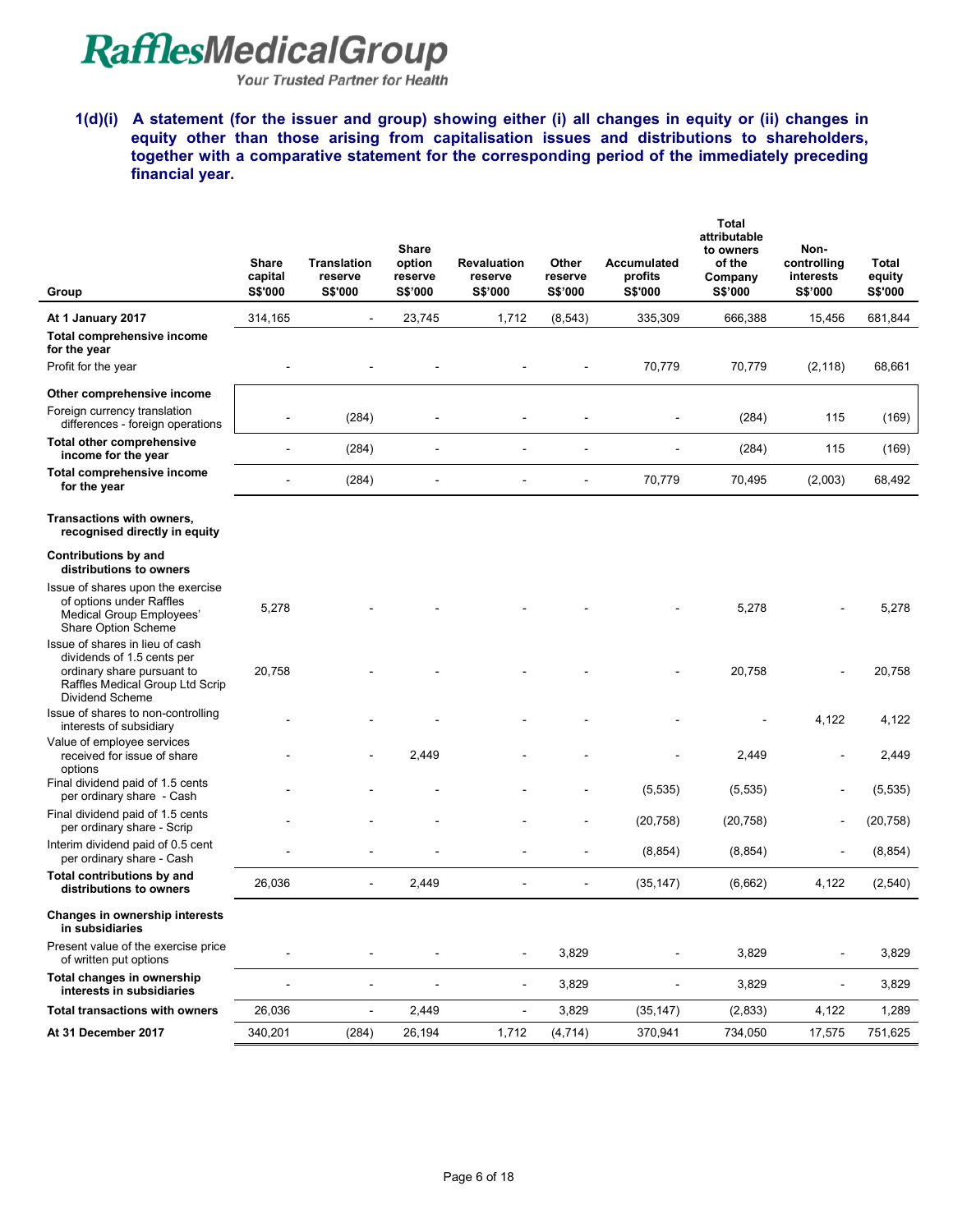**1(d)(i) A statement (for the issuer and group) showing either (i) all changes in equity or (ii) changes in equity other than those arising from capitalisation issues and distributions to shareholders, together with a comparative statement for the corresponding period of the immediately preceding financial year.**

| Group | Share capital S$'000 | Translation reserve S$'000 | Share option reserve S$'000 | Revaluation reserve S$'000 | Other reserve S$'000 | Accumulated profits S$'000 | Total attributable to owners of the Company S$'000 | Non-controlling interests S$'000 | Total equity S$'000 |
|---|---|---|---|---|---|---|---|---|---|
| **At 1 January 2017** | 314,165 | - | 23,745 | 1,712 | (8,543) | 335,309 | 666,388 | 15,456 | 681,844 |
| **Total comprehensive income for the year** | | | | | | | | | |
| Profit for the year | - | - | - | - | - | 70,779 | 70,779 | (2,118) | 68,661 |
| **Other comprehensive income** | | | | | | | | | |
| Foreign currency translation differences - foreign operations | - | (284) | - | - | - | - | (284) | 115 | (169) |
| **Total other comprehensive income for the year** | - | (284) | - | - | - | - | (284) | 115 | (169) |
| **Total comprehensive income for the year** | - | (284) | - | - | - | 70,779 | 70,495 | (2,003) | 68,492 |
| **Transactions with owners, recognised directly in equity** | | | | | | | | | |
| **Contributions by and distributions to owners** | | | | | | | | | |
| Issue of shares upon the exercise of options under Raffles Medical Group Employees' Share Option Scheme | 5,278 | - | - | - | - | - | 5,278 | - | 5,278 |
| Issue of shares in lieu of cash dividends of 1.5 cents per ordinary share pursuant to Raffles Medical Group Ltd Scrip Dividend Scheme | 20,758 | - | - | - | - | - | 20,758 | - | 20,758 |
| Issue of shares to non-controlling interests of subsidiary | - | - | - | - | - | - | - | 4,122 | 4,122 |
| Value of employee services received for issue of share options | - | - | 2,449 | - | - | - | 2,449 | - | 2,449 |
| Final dividend paid of 1.5 cents per ordinary share - Cash | - | - | - | - | - | (5,535) | (5,535) | - | (5,535) |
| Final dividend paid of 1.5 cents per ordinary share - Scrip | - | - | - | - | - | (20,758) | (20,758) | - | (20,758) |
| Interim dividend paid of 0.5 cent per ordinary share - Cash | - | - | - | - | - | (8,854) | (8,854) | - | (8,854) |
| **Total contributions by and distributions to owners** | 26,036 | - | 2,449 | - | - | (35,147) | (6,662) | 4,122 | (2,540) |
| **Changes in ownership interests in subsidiaries** | | | | | | | | | |
| Present value of the exercise price of written put options | - | - | - | - | 3,829 | - | 3,829 | - | 3,829 |
| **Total changes in ownership interests in subsidiaries** | - | - | - | - | 3,829 | - | 3,829 | - | 3,829 |
| **Total transactions with owners** | 26,036 | - | 2,449 | - | 3,829 | (35,147) | (2,833) | 4,122 | 1,289 |
| **At 31 December 2017** | 340,201 | (284) | 26,194 | 1,712 | (4,714) | 370,941 | 734,050 | 17,575 | 751,625 |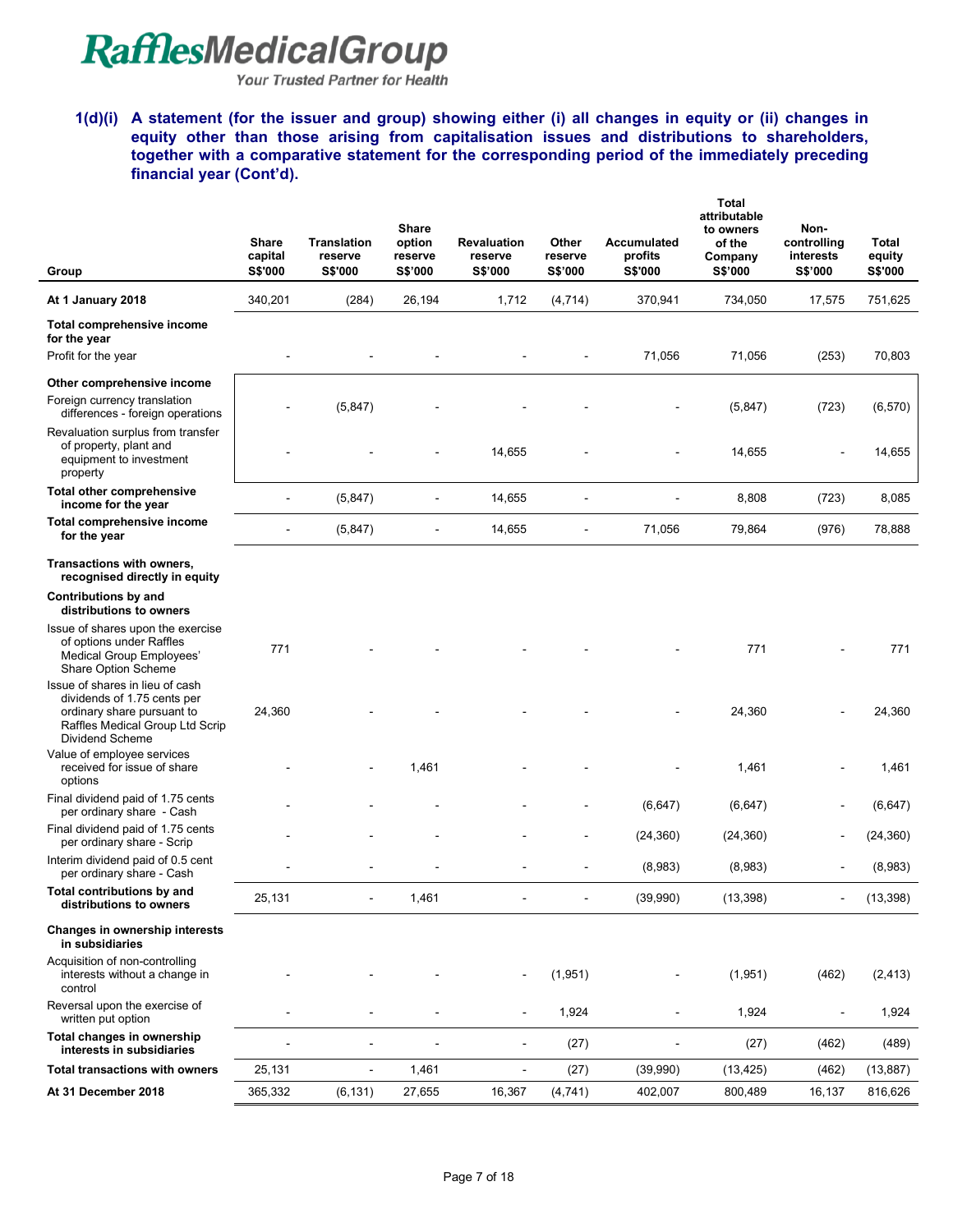### 1(d)(i) A statement (for the issuer and group) showing either (i) all changes in equity or (ii) changes in equity other than those arising from capitalisation issues and distributions to shareholders, together with a comparative statement for the corresponding period of the immediately preceding financial year (Cont'd).

| Group | Share capital S$'000 | Translation reserve S$'000 | Share option reserve S$'000 | Revaluation reserve S$'000 | Other reserve S$'000 | Accumulated profits S$'000 | Total attributable to owners of the Company S$'000 | Non-controlling interests S$'000 | Total equity S$'000 |
|---|---|---|---|---|---|---|---|---|---|
| **At 1 January 2018** | 340,201 | (284) | 26,194 | 1,712 | (4,714) | 370,941 | 734,050 | 17,575 | 751,625 |
| **Total comprehensive income for the year** | | | | | | | | | |
| Profit for the year | - | - | - | - | - | 71,056 | 71,056 | (253) | 70,803 |
| **Other comprehensive income** | | | | | | | | | |
| Foreign currency translation differences - foreign operations | - | (5,847) | - | - | - | - | (5,847) | (723) | (6,570) |
| Revaluation surplus from transfer of property, plant and equipment to investment property | - | - | - | 14,655 | - | - | 14,655 | - | 14,655 |
| **Total other comprehensive income for the year** | - | (5,847) | - | 14,655 | - | - | 8,808 | (723) | 8,085 |
| **Total comprehensive income for the year** | - | (5,847) | - | 14,655 | - | 71,056 | 79,864 | (976) | 78,888 |
| **Transactions with owners, recognised directly in equity** | | | | | | | | | |
| **Contributions by and distributions to owners** | | | | | | | | | |
| Issue of shares upon the exercise of options under Raffles Medical Group Employees' Share Option Scheme | 771 | - | - | - | - | - | 771 | - | 771 |
| Issue of shares in lieu of cash dividends of 1.75 cents per ordinary share pursuant to Raffles Medical Group Ltd Scrip Dividend Scheme | 24,360 | - | - | - | - | - | 24,360 | - | 24,360 |
| Value of employee services received for issue of share options | - | - | 1,461 | - | - | - | 1,461 | - | 1,461 |
| Final dividend paid of 1.75 cents per ordinary share - Cash | - | - | - | - | - | (6,647) | (6,647) | - | (6,647) |
| Final dividend paid of 1.75 cents per ordinary share - Scrip | - | - | - | - | - | (24,360) | (24,360) | - | (24,360) |
| Interim dividend paid of 0.5 cent per ordinary share - Cash | - | - | - | - | - | (8,983) | (8,983) | - | (8,983) |
| **Total contributions by and distributions to owners** | 25,131 | - | 1,461 | - | - | (39,990) | (13,398) | - | (13,398) |
| **Changes in ownership interests in subsidiaries** | | | | | | | | | |
| Acquisition of non-controlling interests without a change in control | - | - | - | - | (1,951) | - | (1,951) | (462) | (2,413) |
| Reversal upon the exercise of written put option | - | - | - | - | 1,924 | - | 1,924 | - | 1,924 |
| **Total changes in ownership interests in subsidiaries** | - | - | - | - | (27) | - | (27) | (462) | (489) |
| **Total transactions with owners** | 25,131 | - | 1,461 | - | (27) | (39,990) | (13,425) | (462) | (13,887) |
| **At 31 December 2018** | 365,332 | (6,131) | 27,655 | 16,367 | (4,741) | 402,007 | 800,489 | 16,137 | 816,626 |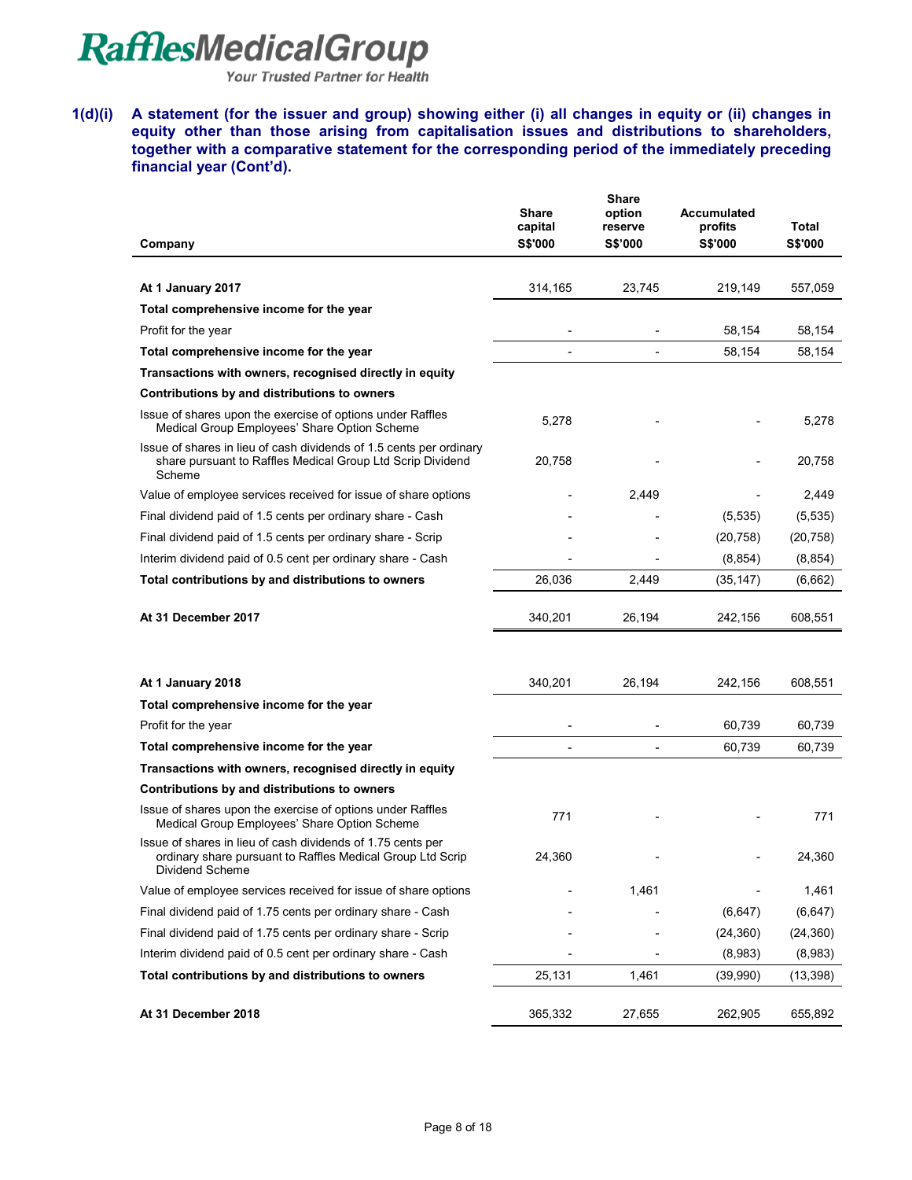**1(d)(i) A statement (for the issuer and group) showing either (i) all changes in equity or (ii) changes in equity other than those arising from capitalisation issues and distributions to shareholders, together with a comparative statement for the corresponding period of the immediately preceding financial year (Cont'd).**

| Company | Share capital S$'000 | Share option reserve S$'000 | Accumulated profits S$'000 | Total S$'000 |
|---|---|---|---|---|
| **At 1 January 2017** | 314,165 | 23,745 | 219,149 | 557,059 |
| **Total comprehensive income for the year** | | | | |
| Profit for the year | - | - | 58,154 | 58,154 |
| **Total comprehensive income for the year** | - | - | 58,154 | 58,154 |
| **Transactions with owners, recognised directly in equity** | | | | |
| **Contributions by and distributions to owners** | | | | |
| Issue of shares upon the exercise of options under Raffles Medical Group Employees' Share Option Scheme | 5,278 | - | - | 5,278 |
| Issue of shares in lieu of cash dividends of 1.5 cents per ordinary share pursuant to Raffles Medical Group Ltd Scrip Dividend Scheme | 20,758 | - | - | 20,758 |
| Value of employee services received for issue of share options | - | 2,449 | - | 2,449 |
| Final dividend paid of 1.5 cents per ordinary share - Cash | - | - | (5,535) | (5,535) |
| Final dividend paid of 1.5 cents per ordinary share - Scrip | - | - | (20,758) | (20,758) |
| Interim dividend paid of 0.5 cent per ordinary share - Cash | - | - | (8,854) | (8,854) |
| **Total contributions by and distributions to owners** | 26,036 | 2,449 | (35,147) | (6,662) |
| **At 31 December 2017** | 340,201 | 26,194 | 242,156 | 608,551 |
| | | | | |
| **At 1 January 2018** | 340,201 | 26,194 | 242,156 | 608,551 |
| **Total comprehensive income for the year** | | | | |
| Profit for the year | - | - | 60,739 | 60,739 |
| **Total comprehensive income for the year** | - | - | 60,739 | 60,739 |
| **Transactions with owners, recognised directly in equity** | | | | |
| **Contributions by and distributions to owners** | | | | |
| Issue of shares upon the exercise of options under Raffles Medical Group Employees' Share Option Scheme | 771 | - | - | 771 |
| Issue of shares in lieu of cash dividends of 1.75 cents per ordinary share pursuant to Raffles Medical Group Ltd Scrip Dividend Scheme | 24,360 | - | - | 24,360 |
| Value of employee services received for issue of share options | - | 1,461 | - | 1,461 |
| Final dividend paid of 1.75 cents per ordinary share - Cash | - | - | (6,647) | (6,647) |
| Final dividend paid of 1.75 cents per ordinary share - Scrip | - | - | (24,360) | (24,360) |
| Interim dividend paid of 0.5 cent per ordinary share - Cash | - | - | (8,983) | (8,983) |
| **Total contributions by and distributions to owners** | 25,131 | 1,461 | (39,990) | (13,398) |
| **At 31 December 2018** | 365,332 | 27,655 | 262,905 | 655,892 |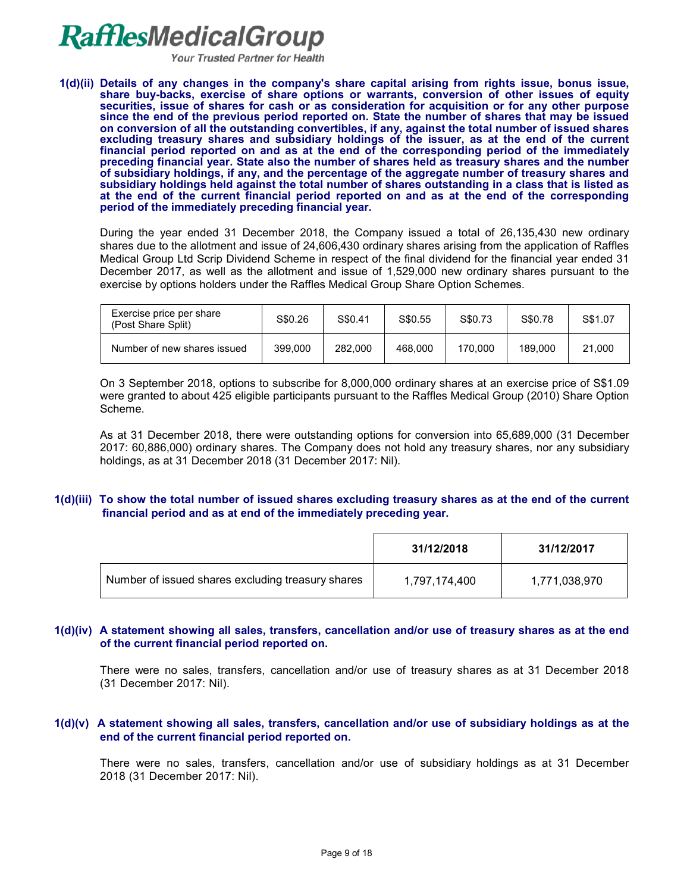**1(d)(ii) Details of any changes in the company's share capital arising from rights issue, bonus issue, share buy-backs, exercise of share options or warrants, conversion of other issues of equity securities, issue of shares for cash or as consideration for acquisition or for any other purpose since the end of the previous period reported on. State the number of shares that may be issued on conversion of all the outstanding convertibles, if any, against the total number of issued shares excluding treasury shares and subsidiary holdings of the issuer, as at the end of the current financial period reported on and as at the end of the corresponding period of the immediately preceding financial year. State also the number of shares held as treasury shares and the number of subsidiary holdings, if any, and the percentage of the aggregate number of treasury shares and subsidiary holdings held against the total number of shares outstanding in a class that is listed as at the end of the current financial period reported on and as at the end of the corresponding period of the immediately preceding financial year.**

During the year ended 31 December 2018, the Company issued a total of 26,135,430 new ordinary shares due to the allotment and issue of 24,606,430 ordinary shares arising from the application of Raffles Medical Group Ltd Scrip Dividend Scheme in respect of the final dividend for the financial year ended 31 December 2017, as well as the allotment and issue of 1,529,000 new ordinary shares pursuant to the exercise by options holders under the Raffles Medical Group Share Option Schemes.

| Exercise price per share (Post Share Split) | S$0.26 | S$0.41 | S$0.55 | S$0.73 | S$0.78 | S$1.07 |
|---|---|---|---|---|---|---|
| Number of new shares issued | 399,000 | 282,000 | 468,000 | 170,000 | 189,000 | 21,000 |

On 3 September 2018, options to subscribe for 8,000,000 ordinary shares at an exercise price of S$1.09 were granted to about 425 eligible participants pursuant to the Raffles Medical Group (2010) Share Option Scheme.

As at 31 December 2018, there were outstanding options for conversion into 65,689,000 (31 December 2017: 60,886,000) ordinary shares. The Company does not hold any treasury shares, nor any subsidiary holdings, as at 31 December 2018 (31 December 2017: Nil).

**1(d)(iii) To show the total number of issued shares excluding treasury shares as at the end of the current financial period and as at end of the immediately preceding year.**

| | 31/12/2018 | 31/12/2017 |
|---|---|---|
| Number of issued shares excluding treasury shares | 1,797,174,400 | 1,771,038,970 |

**1(d)(iv) A statement showing all sales, transfers, cancellation and/or use of treasury shares as at the end of the current financial period reported on.**

There were no sales, transfers, cancellation and/or use of treasury shares as at 31 December 2018 (31 December 2017: Nil).

**1(d)(v) A statement showing all sales, transfers, cancellation and/or use of subsidiary holdings as at the end of the current financial period reported on.**

There were no sales, transfers, cancellation and/or use of subsidiary holdings as at 31 December 2018 (31 December 2017: Nil).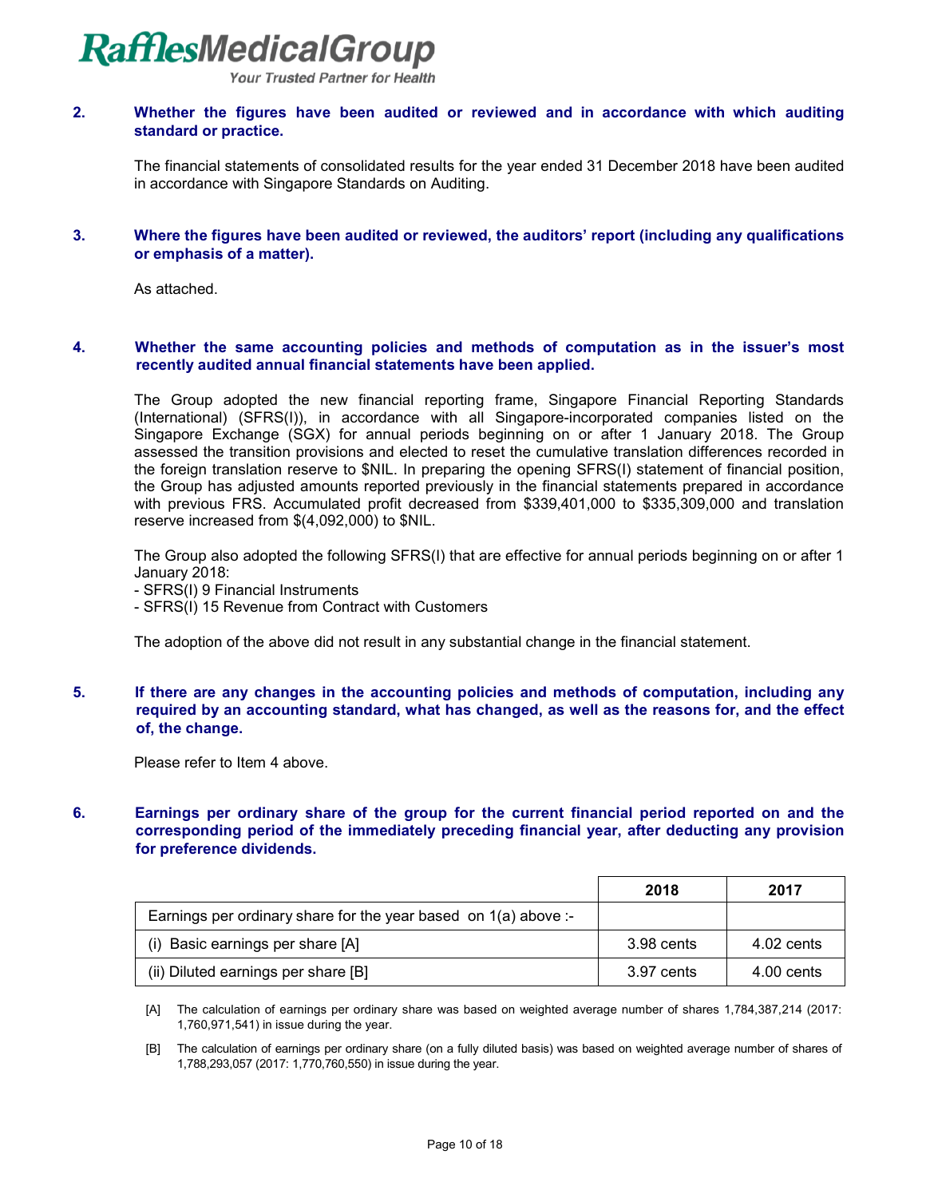**2. Whether the figures have been audited or reviewed and in accordance with which auditing standard or practice.**

The financial statements of consolidated results for the year ended 31 December 2018 have been audited in accordance with Singapore Standards on Auditing.

**3. Where the figures have been audited or reviewed, the auditors' report (including any qualifications or emphasis of a matter).**

As attached.

**4. Whether the same accounting policies and methods of computation as in the issuer's most recently audited annual financial statements have been applied.**

The Group adopted the new financial reporting frame, Singapore Financial Reporting Standards (International) (SFRS(I)), in accordance with all Singapore-incorporated companies listed on the Singapore Exchange (SGX) for annual periods beginning on or after 1 January 2018. The Group assessed the transition provisions and elected to reset the cumulative translation differences recorded in the foreign translation reserve to $NIL. In preparing the opening SFRS(I) statement of financial position, the Group has adjusted amounts reported previously in the financial statements prepared in accordance with previous FRS. Accumulated profit decreased from $339,401,000 to $335,309,000 and translation reserve increased from $(4,092,000) to $NIL.

The Group also adopted the following SFRS(I) that are effective for annual periods beginning on or after 1 January 2018:
- SFRS(I) 9 Financial Instruments
- SFRS(I) 15 Revenue from Contract with Customers

The adoption of the above did not result in any substantial change in the financial statement.

**5. If there are any changes in the accounting policies and methods of computation, including any required by an accounting standard, what has changed, as well as the reasons for, and the effect of, the change.**

Please refer to Item 4 above.

**6. Earnings per ordinary share of the group for the current financial period reported on and the corresponding period of the immediately preceding financial year, after deducting any provision for preference dividends.**

| | 2018 | 2017 |
|---|---|---|
| Earnings per ordinary share for the year based on 1(a) above :- | | |
| (i) Basic earnings per share [A] | 3.98 cents | 4.02 cents |
| (ii) Diluted earnings per share [B] | 3.97 cents | 4.00 cents |

[A] The calculation of earnings per ordinary share was based on weighted average number of shares 1,784,387,214 (2017: 1,760,971,541) in issue during the year.

[B] The calculation of earnings per ordinary share (on a fully diluted basis) was based on weighted average number of shares of 1,788,293,057 (2017: 1,770,760,550) in issue during the year.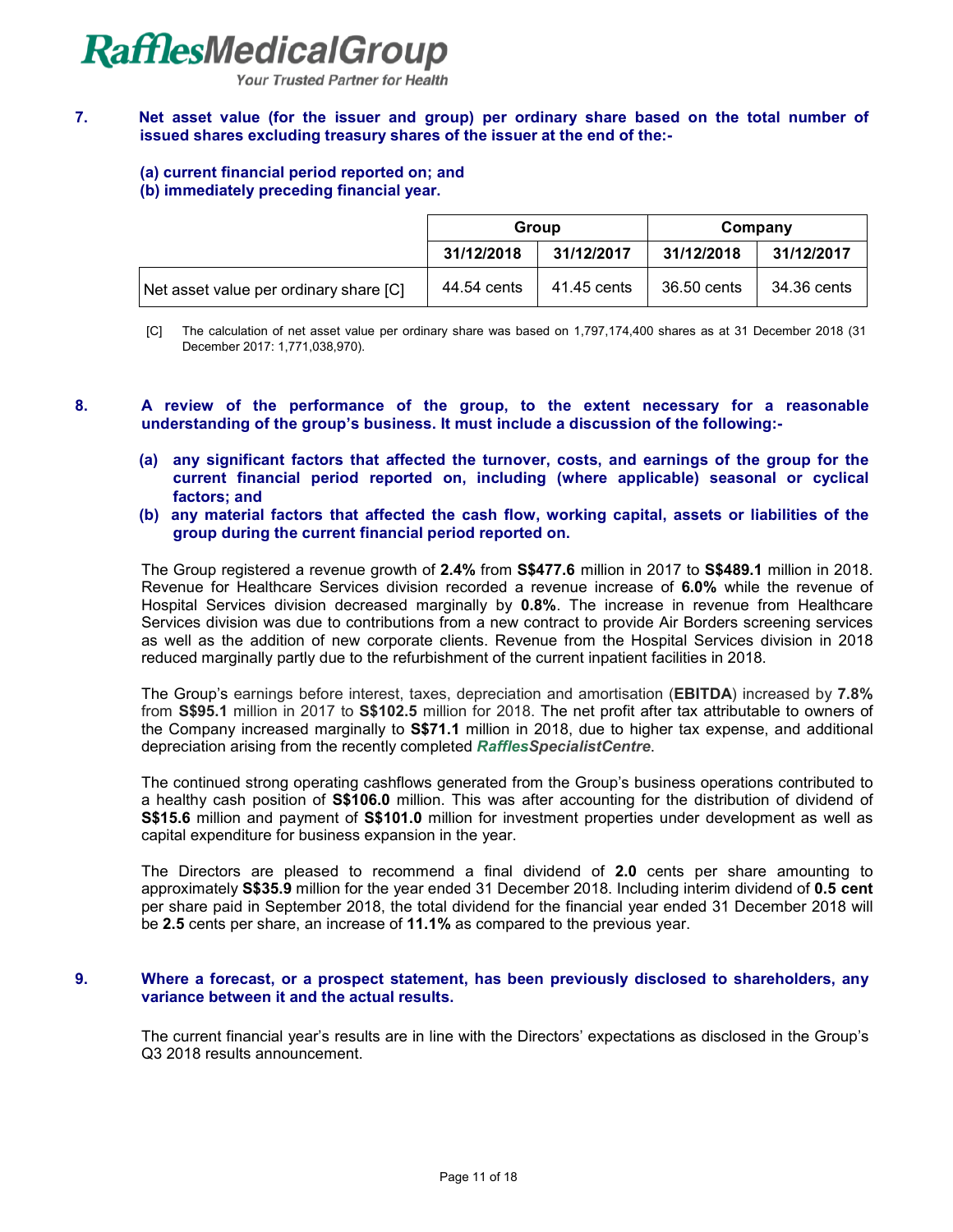**7. Net asset value (for the issuer and group) per ordinary share based on the total number of issued shares excluding treasury shares of the issuer at the end of the:-**

**(a) current financial period reported on; and**
**(b) immediately preceding financial year.**

| | Group | | Company | |
|---|---|---|---|---|
| | 31/12/2018 | 31/12/2017 | 31/12/2018 | 31/12/2017 |
| Net asset value per ordinary share [C] | 44.54 cents | 41.45 cents | 36.50 cents | 34.36 cents |

[C] The calculation of net asset value per ordinary share was based on 1,797,174,400 shares as at 31 December 2018 (31 December 2017: 1,771,038,970).

**8. A review of the performance of the group, to the extent necessary for a reasonable understanding of the group's business. It must include a discussion of the following:-**

**(a) any significant factors that affected the turnover, costs, and earnings of the group for the current financial period reported on, including (where applicable) seasonal or cyclical factors; and**

**(b) any material factors that affected the cash flow, working capital, assets or liabilities of the group during the current financial period reported on.**

The Group registered a revenue growth of **2.4%** from **S$477.6** million in 2017 to **S$489.1** million in 2018. Revenue for Healthcare Services division recorded a revenue increase of **6.0%** while the revenue of Hospital Services division decreased marginally by **0.8%**. The increase in revenue from Healthcare Services division was due to contributions from a new contract to provide Air Borders screening services as well as the addition of new corporate clients. Revenue from the Hospital Services division in 2018 reduced marginally partly due to the refurbishment of the current inpatient facilities in 2018.

The Group's earnings before interest, taxes, depreciation and amortisation (**EBITDA**) increased by **7.8%** from **S$95.1** million in 2017 to **S$102.5** million for 2018. The net profit after tax attributable to owners of the Company increased marginally to **S$71.1** million in 2018, due to higher tax expense, and additional depreciation arising from the recently completed ***RafflesSpecialistCentre***.

The continued strong operating cashflows generated from the Group's business operations contributed to a healthy cash position of **S$106.0** million. This was after accounting for the distribution of dividend of **S$15.6** million and payment of **S$101.0** million for investment properties under development as well as capital expenditure for business expansion in the year.

The Directors are pleased to recommend a final dividend of **2.0** cents per share amounting to approximately **S$35.9** million for the year ended 31 December 2018. Including interim dividend of **0.5 cent** per share paid in September 2018, the total dividend for the financial year ended 31 December 2018 will be **2.5** cents per share, an increase of **11.1%** as compared to the previous year.

**9. Where a forecast, or a prospect statement, has been previously disclosed to shareholders, any variance between it and the actual results.**

The current financial year's results are in line with the Directors' expectations as disclosed in the Group's Q3 2018 results announcement.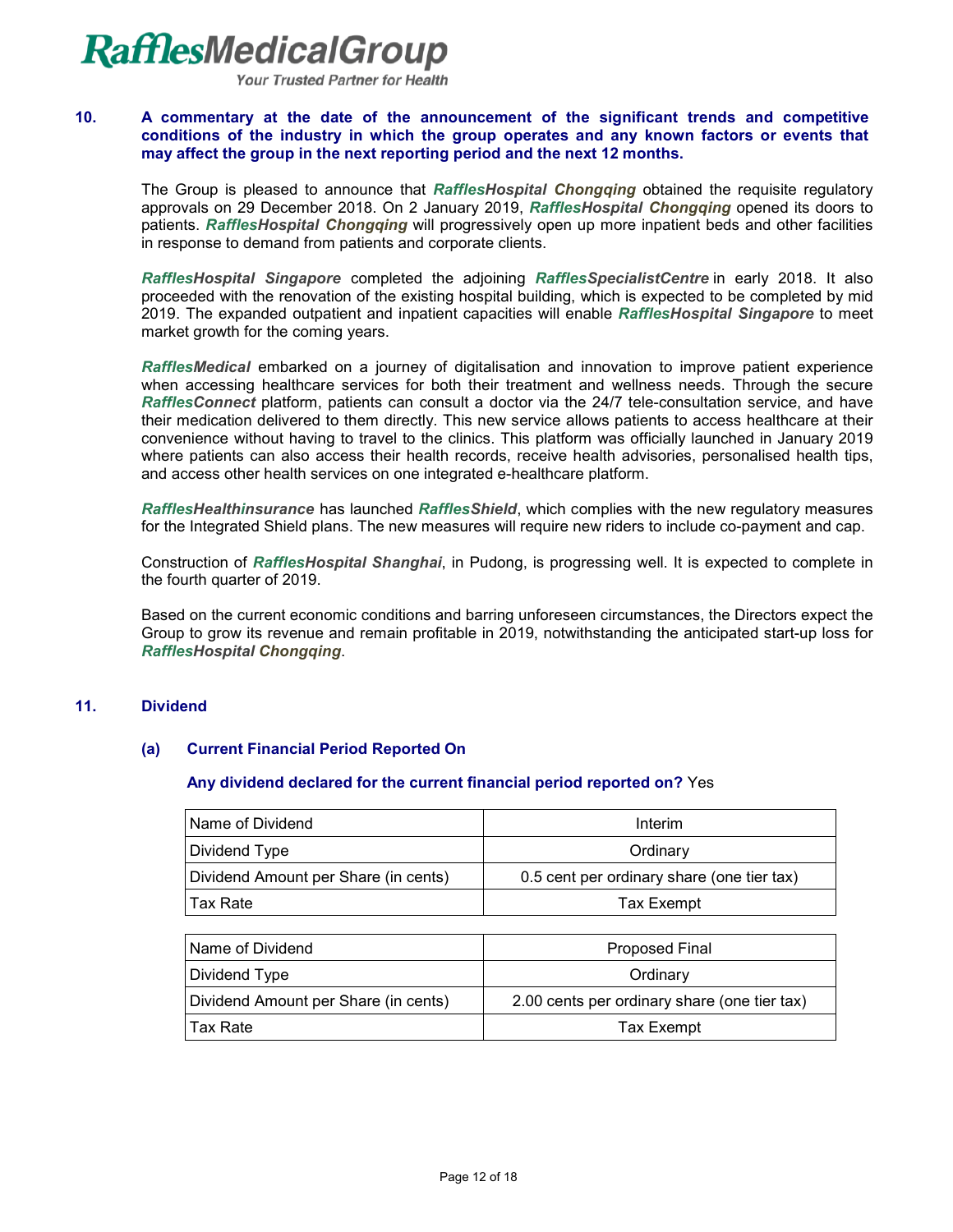**10. A commentary at the date of the announcement of the significant trends and competitive conditions of the industry in which the group operates and any known factors or events that may affect the group in the next reporting period and the next 12 months.**

The Group is pleased to announce that ***RafflesHospital Chongqing*** obtained the requisite regulatory approvals on 29 December 2018. On 2 January 2019, ***RafflesHospital Chongqing*** opened its doors to patients. ***RafflesHospital Chongqing*** will progressively open up more inpatient beds and other facilities in response to demand from patients and corporate clients.

***RafflesHospital Singapore*** completed the adjoining ***RafflesSpecialistCentre*** in early 2018. It also proceeded with the renovation of the existing hospital building, which is expected to be completed by mid 2019. The expanded outpatient and inpatient capacities will enable ***RafflesHospital Singapore*** to meet market growth for the coming years.

***RafflesMedical*** embarked on a journey of digitalisation and innovation to improve patient experience when accessing healthcare services for both their treatment and wellness needs. Through the secure ***RafflesConnect*** platform, patients can consult a doctor via the 24/7 tele-consultation service, and have their medication delivered to them directly. This new service allows patients to access healthcare at their convenience without having to travel to the clinics. This platform was officially launched in January 2019 where patients can also access their health records, receive health advisories, personalised health tips, and access other health services on one integrated e-healthcare platform.

***RafflesHealthinsurance*** has launched ***RafflesShield***, which complies with the new regulatory measures for the Integrated Shield plans. The new measures will require new riders to include co-payment and cap.

Construction of ***RafflesHospital Shanghai***, in Pudong, is progressing well. It is expected to complete in the fourth quarter of 2019.

Based on the current economic conditions and barring unforeseen circumstances, the Directors expect the Group to grow its revenue and remain profitable in 2019, notwithstanding the anticipated start-up loss for ***RafflesHospital Chongqing***.

**11. Dividend**

**(a) Current Financial Period Reported On**

**Any dividend declared for the current financial period reported on?** Yes

| Name of Dividend | Interim |
|---|---|
| Dividend Type | Ordinary |
| Dividend Amount per Share (in cents) | 0.5 cent per ordinary share (one tier tax) |
| Tax Rate | Tax Exempt |

| Name of Dividend | Proposed Final |
|---|---|
| Dividend Type | Ordinary |
| Dividend Amount per Share (in cents) | 2.00 cents per ordinary share (one tier tax) |
| Tax Rate | Tax Exempt |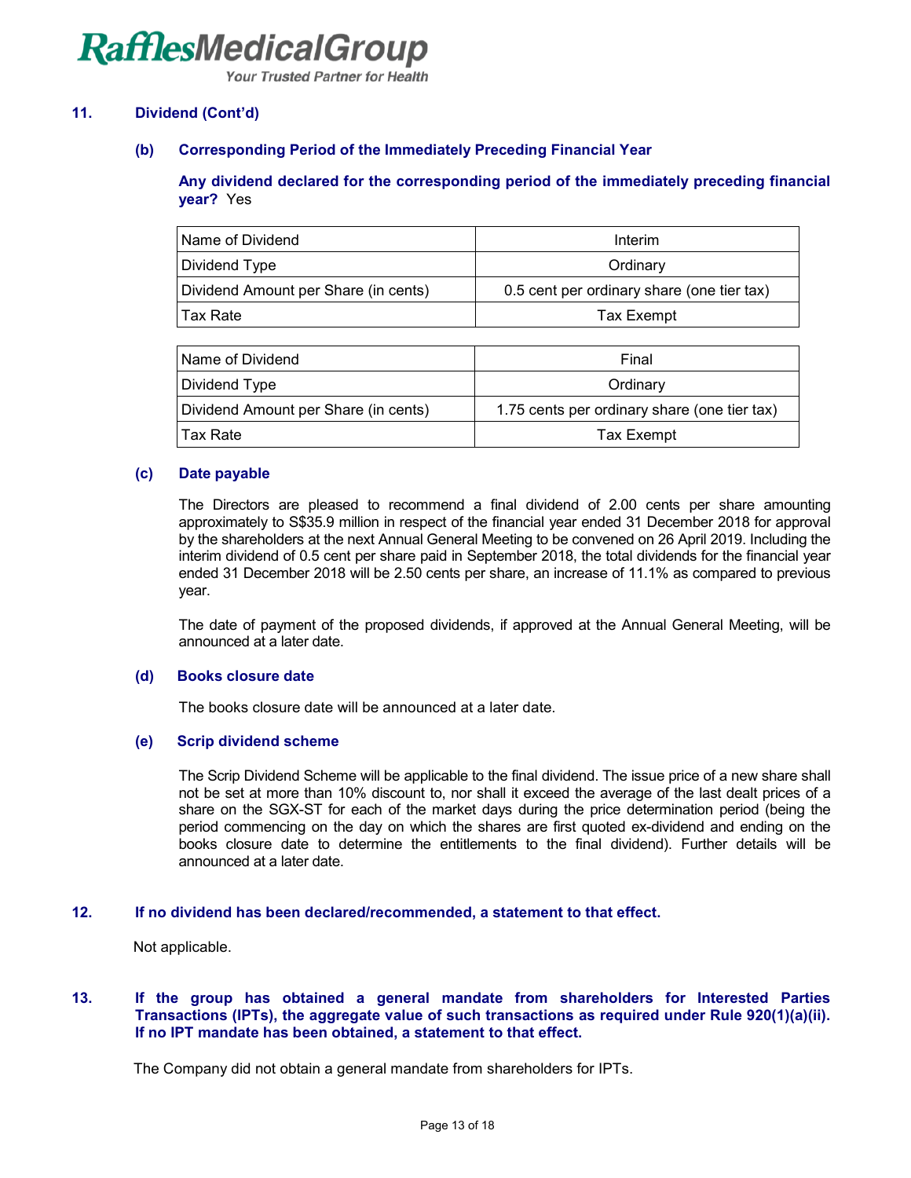## 11. Dividend (Cont'd)

### (b) Corresponding Period of the Immediately Preceding Financial Year

**Any dividend declared for the corresponding period of the immediately preceding financial year?** Yes

| Name of Dividend | Interim |
|---|---|
| Dividend Type | Ordinary |
| Dividend Amount per Share (in cents) | 0.5 cent per ordinary share (one tier tax) |
| Tax Rate | Tax Exempt |

| Name of Dividend | Final |
|---|---|
| Dividend Type | Ordinary |
| Dividend Amount per Share (in cents) | 1.75 cents per ordinary share (one tier tax) |
| Tax Rate | Tax Exempt |

### (c) Date payable

The Directors are pleased to recommend a final dividend of 2.00 cents per share amounting approximately to S$35.9 million in respect of the financial year ended 31 December 2018 for approval by the shareholders at the next Annual General Meeting to be convened on 26 April 2019. Including the interim dividend of 0.5 cent per share paid in September 2018, the total dividends for the financial year ended 31 December 2018 will be 2.50 cents per share, an increase of 11.1% as compared to previous year.

The date of payment of the proposed dividends, if approved at the Annual General Meeting, will be announced at a later date.

### (d) Books closure date

The books closure date will be announced at a later date.

### (e) Scrip dividend scheme

The Scrip Dividend Scheme will be applicable to the final dividend. The issue price of a new share shall not be set at more than 10% discount to, nor shall it exceed the average of the last dealt prices of a share on the SGX-ST for each of the market days during the price determination period (being the period commencing on the day on which the shares are first quoted ex-dividend and ending on the books closure date to determine the entitlements to the final dividend). Further details will be announced at a later date.

## 12. If no dividend has been declared/recommended, a statement to that effect.

Not applicable.

## 13. If the group has obtained a general mandate from shareholders for Interested Parties Transactions (IPTs), the aggregate value of such transactions as required under Rule 920(1)(a)(ii). If no IPT mandate has been obtained, a statement to that effect.

The Company did not obtain a general mandate from shareholders for IPTs.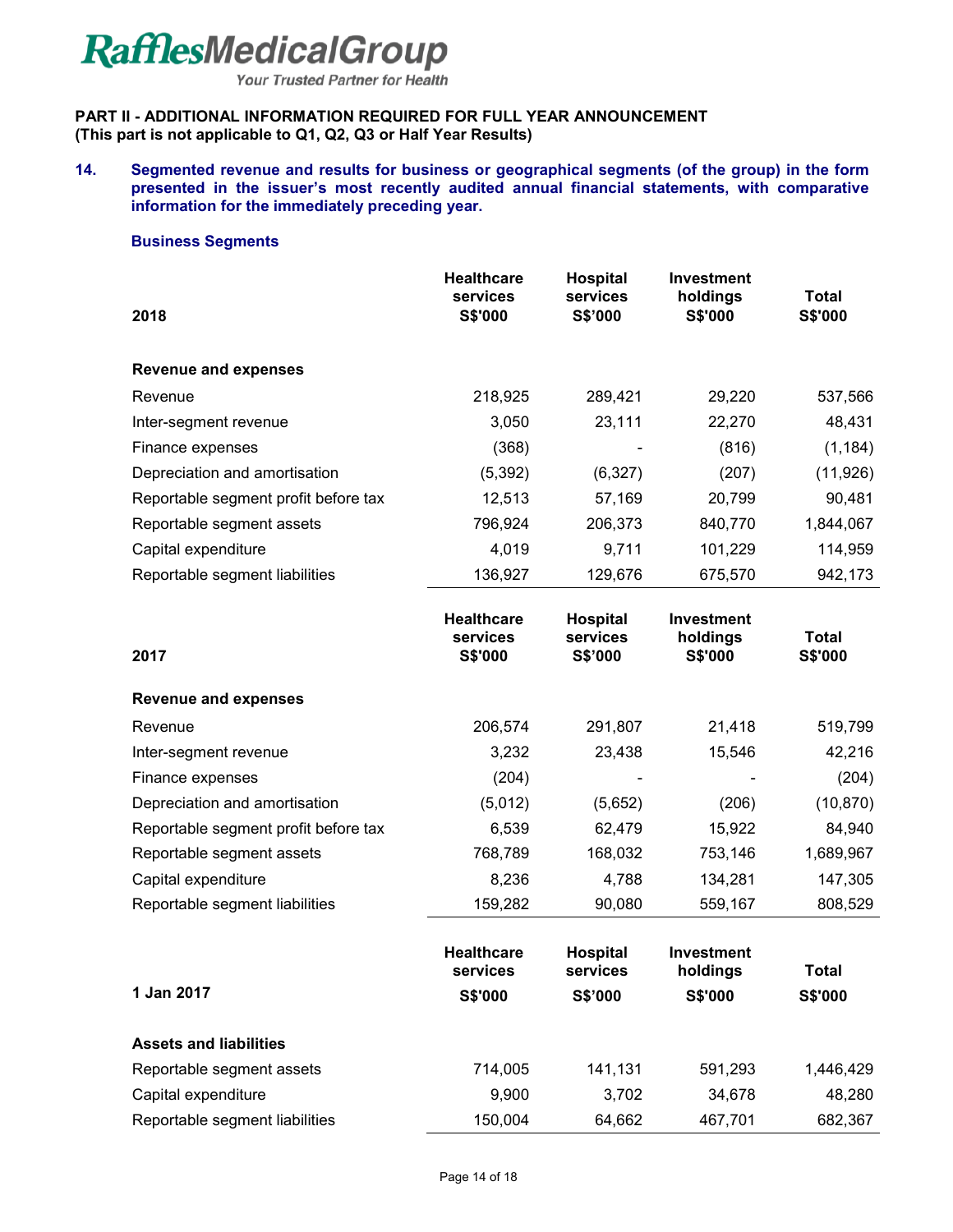**RafflesMedicalGroup**
*Your Trusted Partner for Health*

**PART II - ADDITIONAL INFORMATION REQUIRED FOR FULL YEAR ANNOUNCEMENT**
**(This part is not applicable to Q1, Q2, Q3 or Half Year Results)**

**14. Segmented revenue and results for business or geographical segments (of the group) in the form presented in the issuer's most recently audited annual financial statements, with comparative information for the immediately preceding year.**

**Business Segments**

| **2018** | **Healthcare services S$'000** | **Hospital services S$'000** | **Investment holdings S$'000** | **Total S$'000** |
|---|---|---|---|---|
| **Revenue and expenses** | | | | |
| Revenue | 218,925 | 289,421 | 29,220 | 537,566 |
| Inter-segment revenue | 3,050 | 23,111 | 22,270 | 48,431 |
| Finance expenses | (368) | - | (816) | (1,184) |
| Depreciation and amortisation | (5,392) | (6,327) | (207) | (11,926) |
| Reportable segment profit before tax | 12,513 | 57,169 | 20,799 | 90,481 |
| Reportable segment assets | 796,924 | 206,373 | 840,770 | 1,844,067 |
| Capital expenditure | 4,019 | 9,711 | 101,229 | 114,959 |
| Reportable segment liabilities | 136,927 | 129,676 | 675,570 | 942,173 |

| **2017** | **Healthcare services S$'000** | **Hospital services S$'000** | **Investment holdings S$'000** | **Total S$'000** |
|---|---|---|---|---|
| **Revenue and expenses** | | | | |
| Revenue | 206,574 | 291,807 | 21,418 | 519,799 |
| Inter-segment revenue | 3,232 | 23,438 | 15,546 | 42,216 |
| Finance expenses | (204) | - | - | (204) |
| Depreciation and amortisation | (5,012) | (5,652) | (206) | (10,870) |
| Reportable segment profit before tax | 6,539 | 62,479 | 15,922 | 84,940 |
| Reportable segment assets | 768,789 | 168,032 | 753,146 | 1,689,967 |
| Capital expenditure | 8,236 | 4,788 | 134,281 | 147,305 |
| Reportable segment liabilities | 159,282 | 90,080 | 559,167 | 808,529 |

| **1 Jan 2017** | **Healthcare services S$'000** | **Hospital services S$'000** | **Investment holdings S$'000** | **Total S$'000** |
|---|---|---|---|---|
| **Assets and liabilities** | | | | |
| Reportable segment assets | 714,005 | 141,131 | 591,293 | 1,446,429 |
| Capital expenditure | 9,900 | 3,702 | 34,678 | 48,280 |
| Reportable segment liabilities | 150,004 | 64,662 | 467,701 | 682,367 |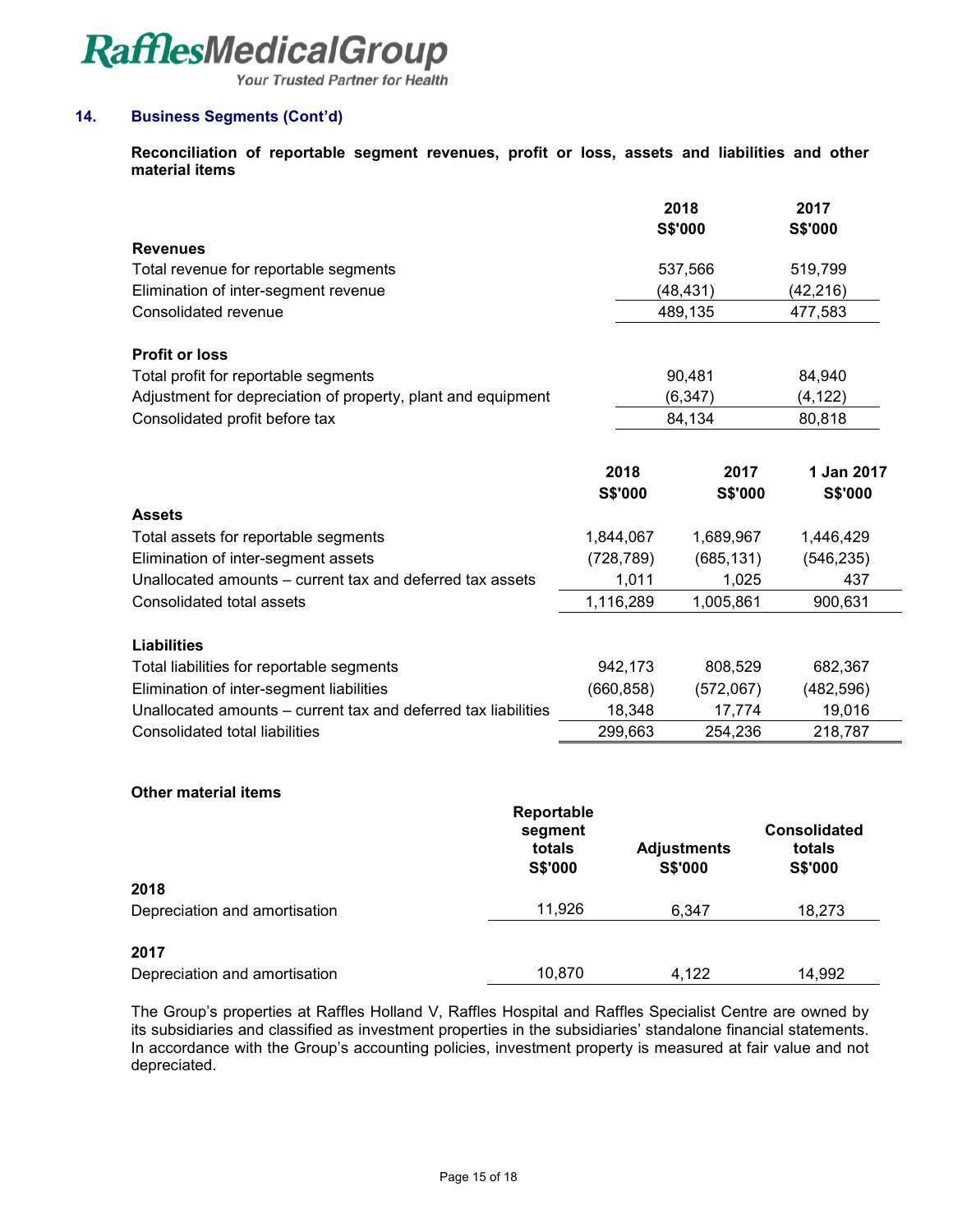## 14. Business Segments (Cont'd)

**Reconciliation of reportable segment revenues, profit or loss, assets and liabilities and other material items**

| | 2018 S$'000 | 2017 S$'000 |
|---|---|---|
| **Revenues** | | |
| Total revenue for reportable segments | 537,566 | 519,799 |
| Elimination of inter-segment revenue | (48,431) | (42,216) |
| Consolidated revenue | 489,135 | 477,583 |
| | | |
| **Profit or loss** | | |
| Total profit for reportable segments | 90,481 | 84,940 |
| Adjustment for depreciation of property, plant and equipment | (6,347) | (4,122) |
| Consolidated profit before tax | 84,134 | 80,818 |

| | 2018 S$'000 | 2017 S$'000 | 1 Jan 2017 S$'000 |
|---|---|---|---|
| **Assets** | | | |
| Total assets for reportable segments | 1,844,067 | 1,689,967 | 1,446,429 |
| Elimination of inter-segment assets | (728,789) | (685,131) | (546,235) |
| Unallocated amounts – current tax and deferred tax assets | 1,011 | 1,025 | 437 |
| Consolidated total assets | 1,116,289 | 1,005,861 | 900,631 |
| | | | |
| **Liabilities** | | | |
| Total liabilities for reportable segments | 942,173 | 808,529 | 682,367 |
| Elimination of inter-segment liabilities | (660,858) | (572,067) | (482,596) |
| Unallocated amounts – current tax and deferred tax liabilities | 18,348 | 17,774 | 19,016 |
| Consolidated total liabilities | 299,663 | 254,236 | 218,787 |

**Other material items**

| | Reportable segment totals S$'000 | Adjustments S$'000 | Consolidated totals S$'000 |
|---|---|---|---|
| **2018** | | | |
| Depreciation and amortisation | 11,926 | 6,347 | 18,273 |
| **2017** | | | |
| Depreciation and amortisation | 10,870 | 4,122 | 14,992 |

The Group's properties at Raffles Holland V, Raffles Hospital and Raffles Specialist Centre are owned by its subsidiaries and classified as investment properties in the subsidiaries' standalone financial statements. In accordance with the Group's accounting policies, investment property is measured at fair value and not depreciated.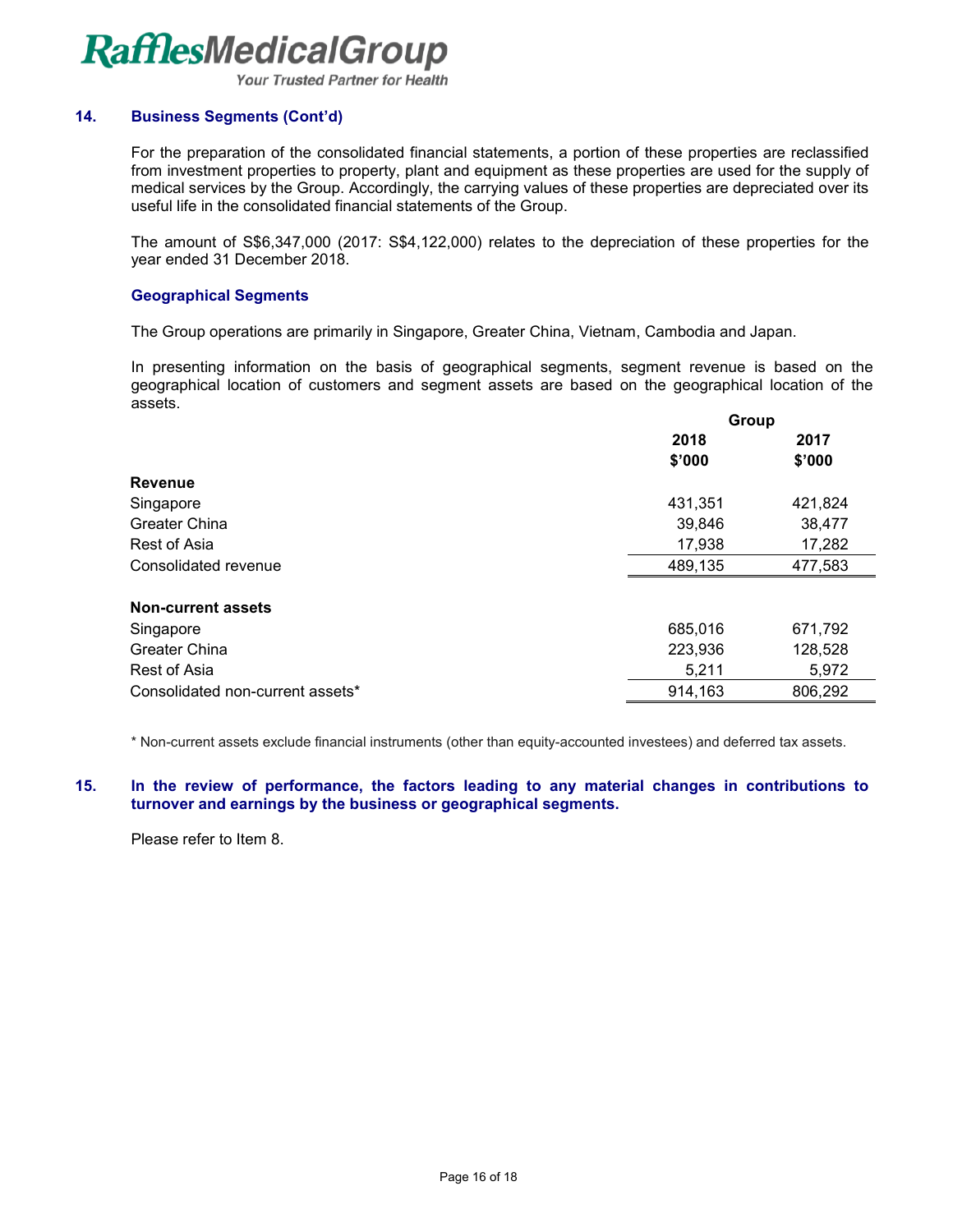## 14. Business Segments (Cont'd)

For the preparation of the consolidated financial statements, a portion of these properties are reclassified from investment properties to property, plant and equipment as these properties are used for the supply of medical services by the Group. Accordingly, the carrying values of these properties are depreciated over its useful life in the consolidated financial statements of the Group.

The amount of S$6,347,000 (2017: S$4,122,000) relates to the depreciation of these properties for the year ended 31 December 2018.

### Geographical Segments

The Group operations are primarily in Singapore, Greater China, Vietnam, Cambodia and Japan.

In presenting information on the basis of geographical segments, segment revenue is based on the geographical location of customers and segment assets are based on the geographical location of the assets.

| | Group | |
|---|---|---|
| | 2018<br>$'000 | 2017<br>$'000 |
| **Revenue** | | |
| Singapore | 431,351 | 421,824 |
| Greater China | 39,846 | 38,477 |
| Rest of Asia | 17,938 | 17,282 |
| Consolidated revenue | 489,135 | 477,583 |
| **Non-current assets** | | |
| Singapore | 685,016 | 671,792 |
| Greater China | 223,936 | 128,528 |
| Rest of Asia | 5,211 | 5,972 |
| Consolidated non-current assets* | 914,163 | 806,292 |

* Non-current assets exclude financial instruments (other than equity-accounted investees) and deferred tax assets.

## 15. In the review of performance, the factors leading to any material changes in contributions to turnover and earnings by the business or geographical segments.

Please refer to Item 8.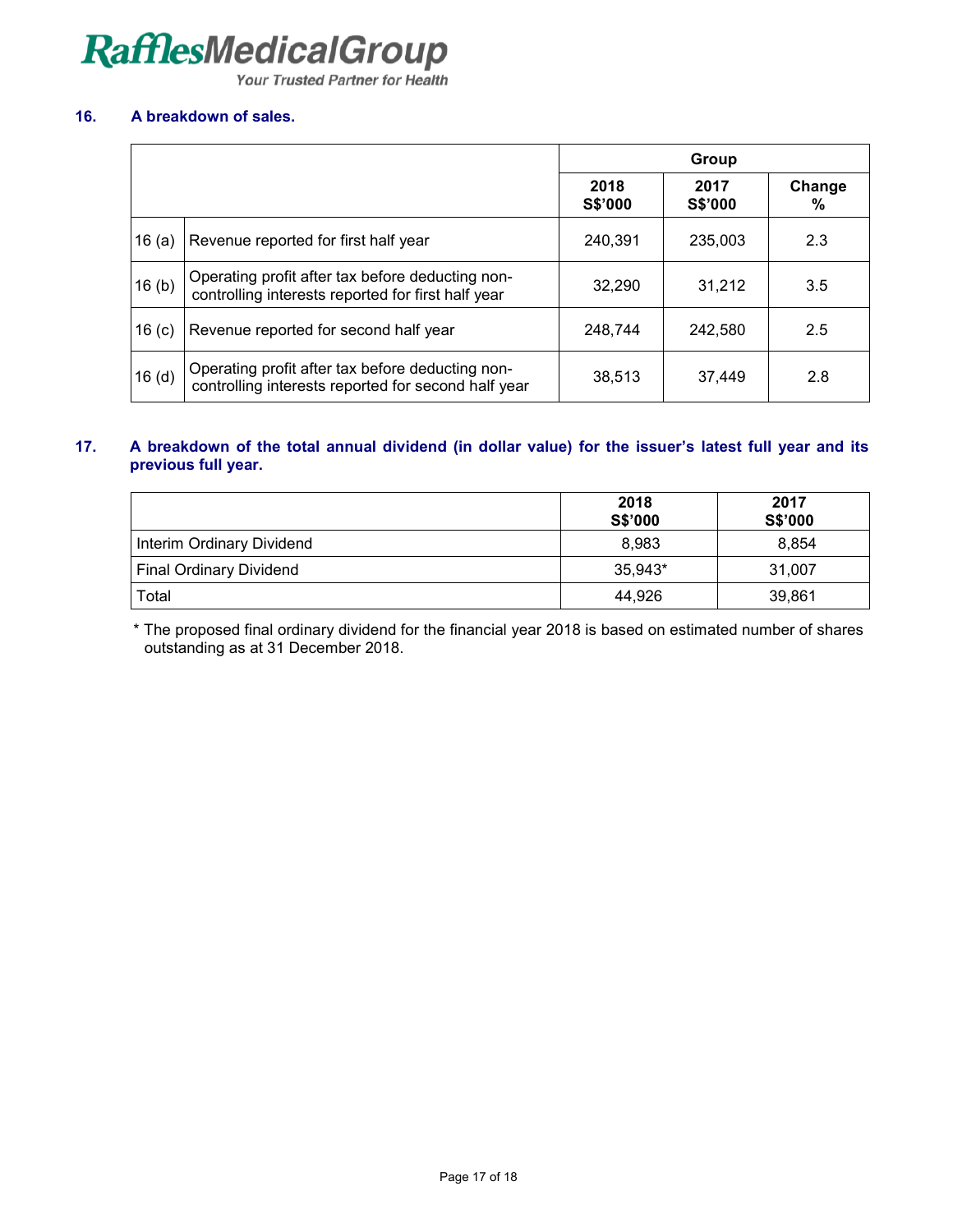### 16. A breakdown of sales.

| | | Group | | |
|---|---|---|---|---|
| | | 2018 S$'000 | 2017 S$'000 | Change % |
| 16 (a) | Revenue reported for first half year | 240,391 | 235,003 | 2.3 |
| 16 (b) | Operating profit after tax before deducting non-controlling interests reported for first half year | 32,290 | 31,212 | 3.5 |
| 16 (c) | Revenue reported for second half year | 248,744 | 242,580 | 2.5 |
| 16 (d) | Operating profit after tax before deducting non-controlling interests reported for second half year | 38,513 | 37,449 | 2.8 |

### 17. A breakdown of the total annual dividend (in dollar value) for the issuer's latest full year and its previous full year.

| | 2018 S$'000 | 2017 S$'000 |
|---|---|---|
| Interim Ordinary Dividend | 8,983 | 8,854 |
| Final Ordinary Dividend | 35,943* | 31,007 |
| Total | 44,926 | 39,861 |

* The proposed final ordinary dividend for the financial year 2018 is based on estimated number of shares outstanding as at 31 December 2018.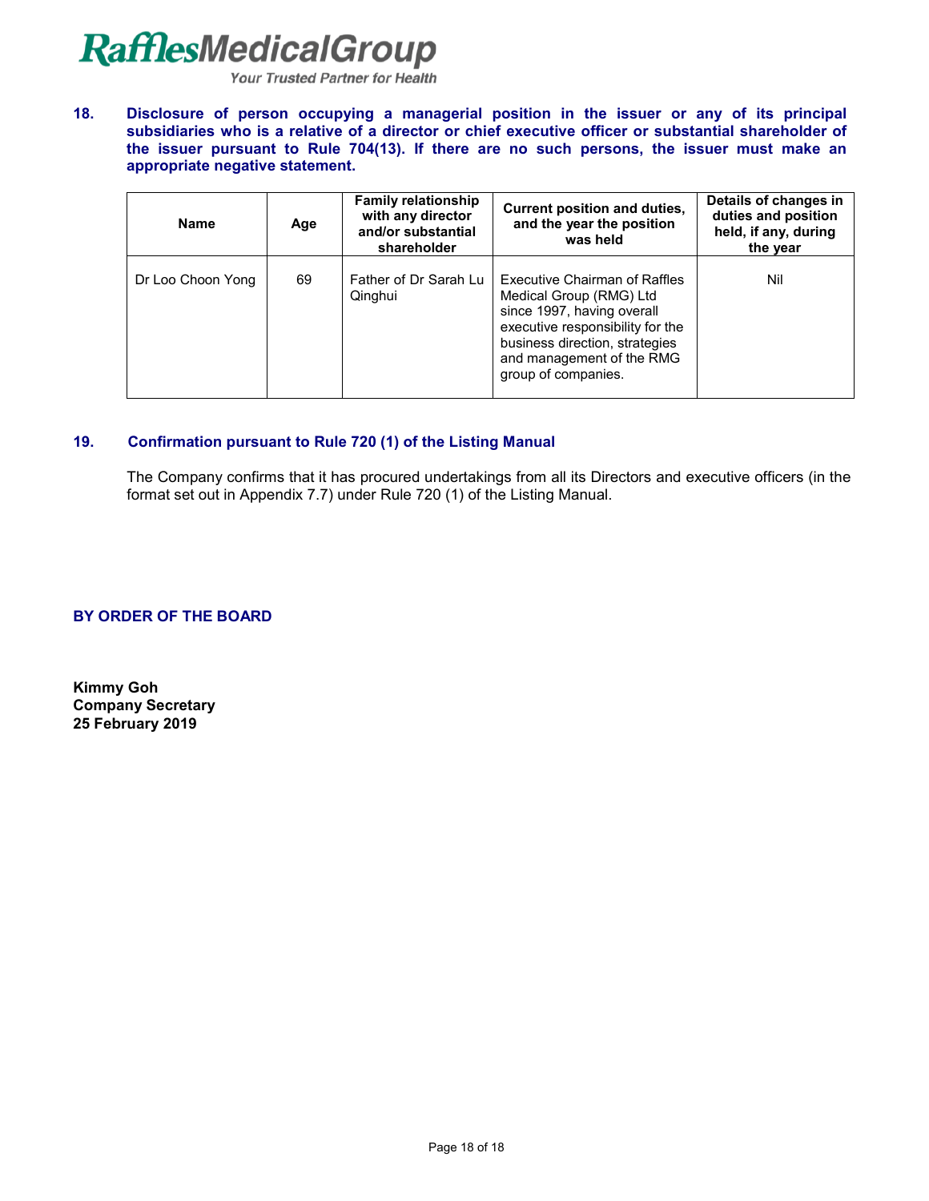**18. Disclosure of person occupying a managerial position in the issuer or any of its principal subsidiaries who is a relative of a director or chief executive officer or substantial shareholder of the issuer pursuant to Rule 704(13). If there are no such persons, the issuer must make an appropriate negative statement.**

| Name | Age | Family relationship with any director and/or substantial shareholder | Current position and duties, and the year the position was held | Details of changes in duties and position held, if any, during the year |
|---|---|---|---|---|
| Dr Loo Choon Yong | 69 | Father of Dr Sarah Lu Qinghui | Executive Chairman of Raffles Medical Group (RMG) Ltd since 1997, having overall executive responsibility for the business direction, strategies and management of the RMG group of companies. | Nil |

**19. Confirmation pursuant to Rule 720 (1) of the Listing Manual**

The Company confirms that it has procured undertakings from all its Directors and executive officers (in the format set out in Appendix 7.7) under Rule 720 (1) of the Listing Manual.

**BY ORDER OF THE BOARD**

**Kimmy Goh**
**Company Secretary**
**25 February 2019**